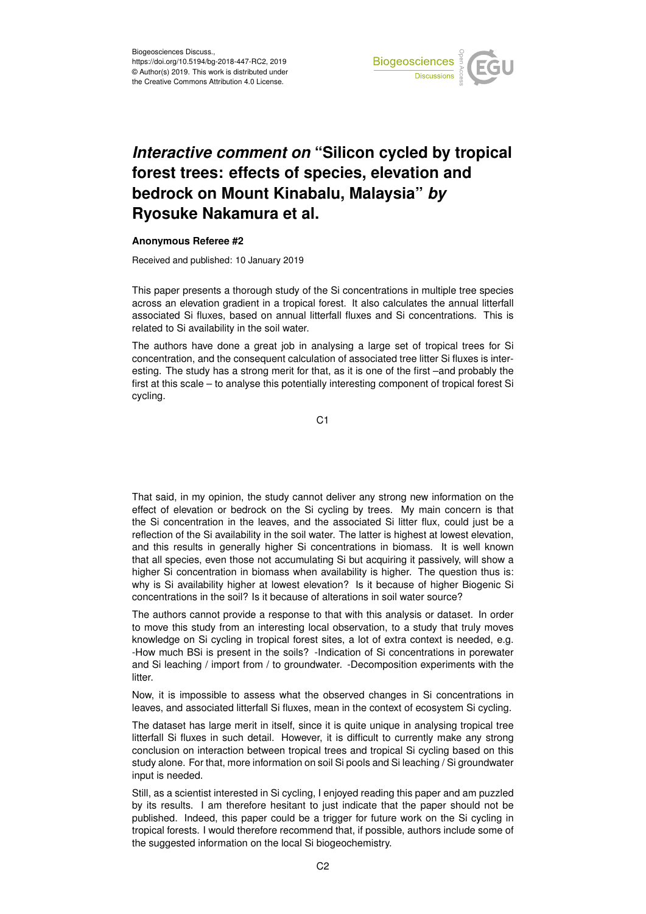# *Interactive comment on* "Silicon cycled by tropical forest trees: effects of species, elevation and bedrock on Mount Kinabalu, Malaysia" *by* Ryosuke Nakamura et al.

**Anonymous Referee #2**

Received and published: 10 January 2019

This paper presents a thorough study of the Si concentrations in multiple tree species across an elevation gradient in a tropical forest. It also calculates the annual litterfall associated Si fluxes, based on annual litterfall fluxes and Si concentrations. This is related to Si availability in the soil water.

The authors have done a great job in analysing a large set of tropical trees for Si concentration, and the consequent calculation of associated tree litter Si fluxes is interesting. The study has a strong merit for that, as it is one of the first –and probably the first at this scale – to analyse this potentially interesting component of tropical forest Si cycling.

That said, in my opinion, the study cannot deliver any strong new information on the effect of elevation or bedrock on the Si cycling by trees. My main concern is that the Si concentration in the leaves, and the associated Si litter flux, could just be a reflection of the Si availability in the soil water. The latter is highest at lowest elevation, and this results in generally higher Si concentrations in biomass. It is well known that all species, even those not accumulating Si but acquiring it passively, will show a higher Si concentration in biomass when availability is higher. The question thus is: why is Si availability higher at lowest elevation? Is it because of higher Biogenic Si concentrations in the soil? Is it because of alterations in soil water source?

The authors cannot provide a response to that with this analysis or dataset. In order to move this study from an interesting local observation, to a study that truly moves knowledge on Si cycling in tropical forest sites, a lot of extra context is needed, e.g. -How much BSi is present in the soils? -Indication of Si concentrations in porewater and Si leaching / import from / to groundwater. -Decomposition experiments with the litter.

Now, it is impossible to assess what the observed changes in Si concentrations in leaves, and associated litterfall Si fluxes, mean in the context of ecosystem Si cycling.

The dataset has large merit in itself, since it is quite unique in analysing tropical tree litterfall Si fluxes in such detail. However, it is difficult to currently make any strong conclusion on interaction between tropical trees and tropical Si cycling based on this study alone. For that, more information on soil Si pools and Si leaching / Si groundwater input is needed.

Still, as a scientist interested in Si cycling, I enjoyed reading this paper and am puzzled by its results. I am therefore hesitant to just indicate that the paper should not be published. Indeed, this paper could be a trigger for future work on the Si cycling in tropical forests. I would therefore recommend that, if possible, authors include some of the suggested information on the local Si biogeochemistry.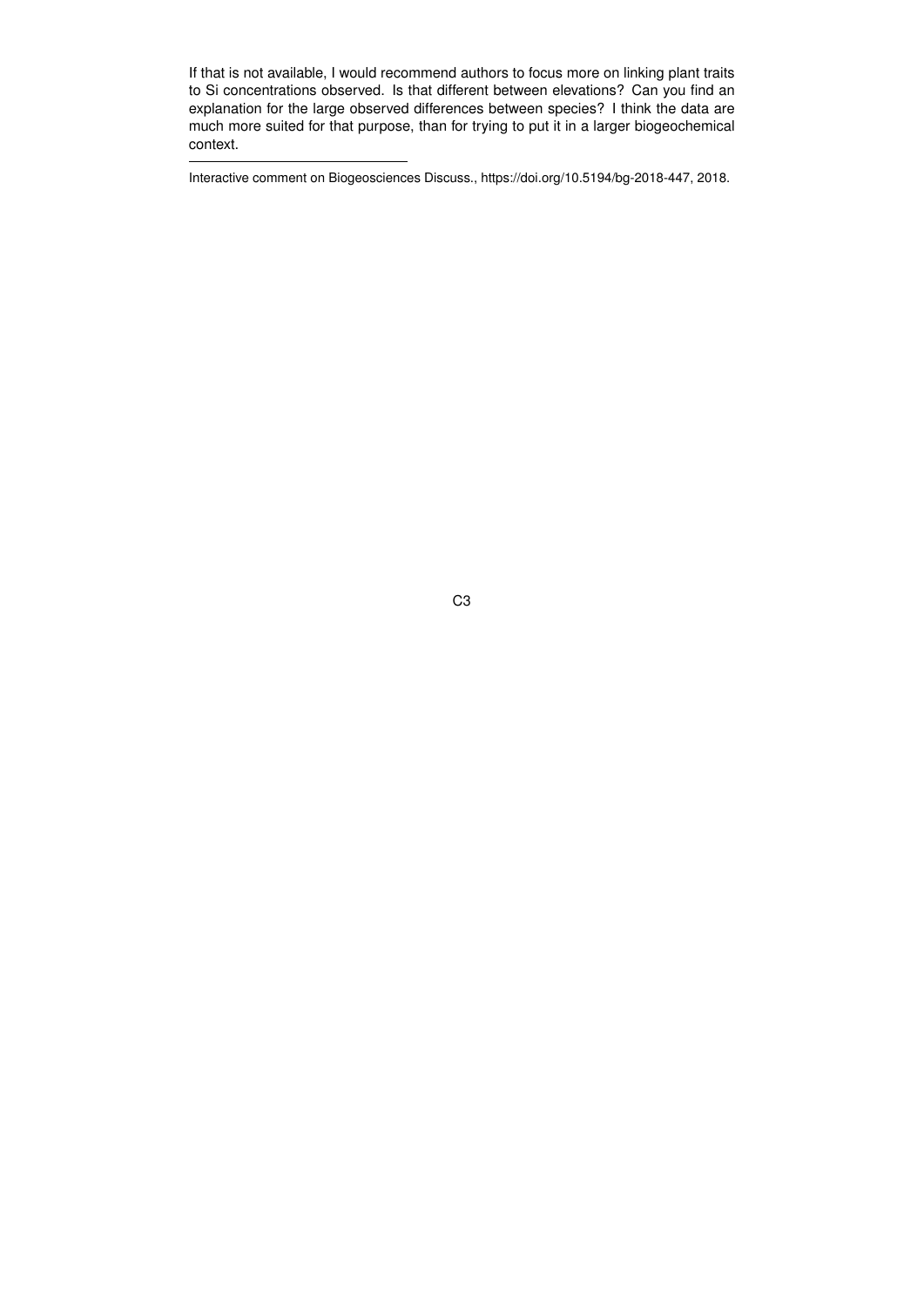If that is not available, I would recommend authors to focus more on linking plant traits to Si concentrations observed. Is that different between elevations? Can you find an explanation for the large observed differences between species? I think the data are much more suited for that purpose, than for trying to put it in a larger biogeochemical context.

---

Interactive comment on Biogeosciences Discuss., https://doi.org/10.5194/bg-2018-447, 2018.